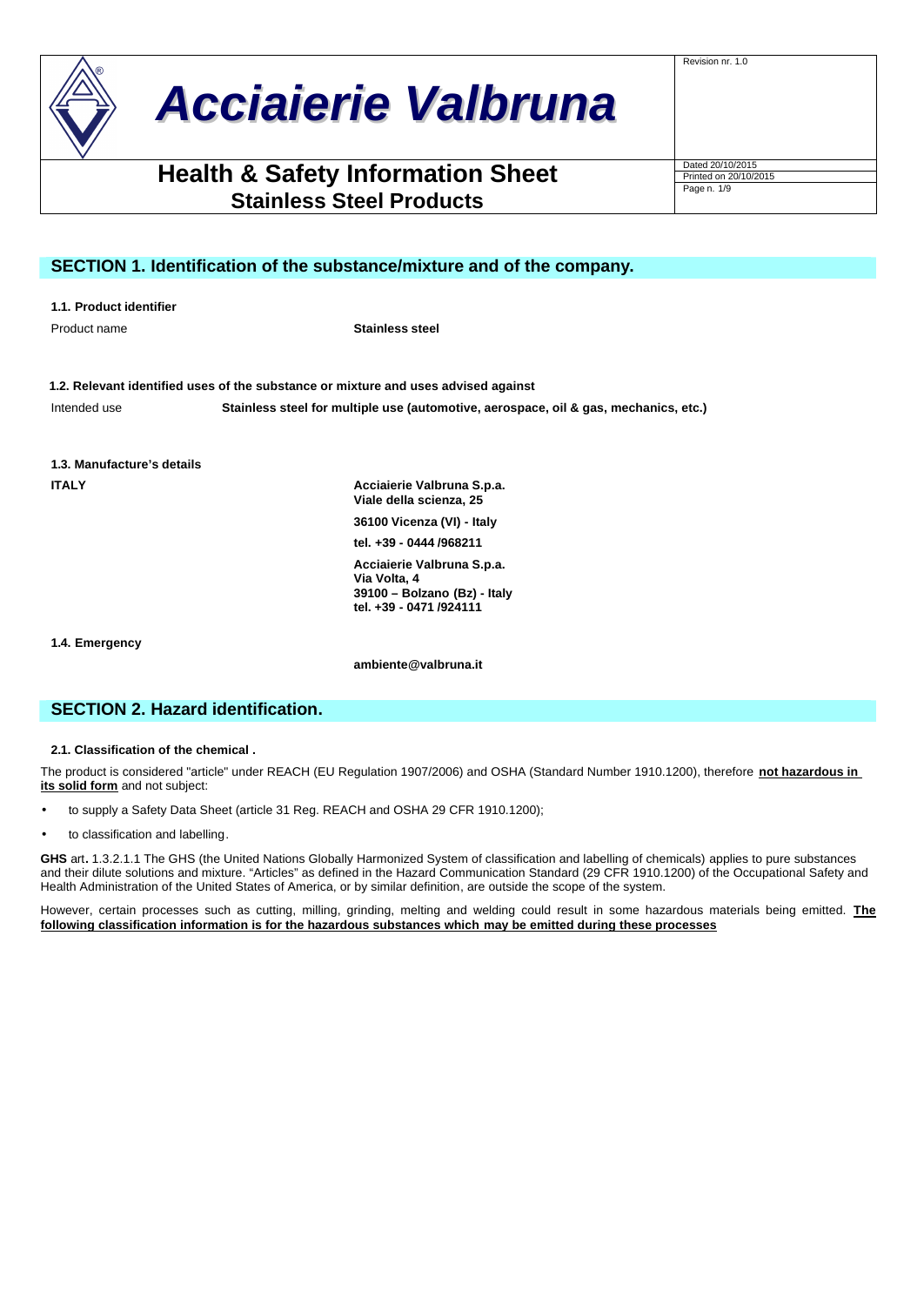# Acciaierie Valbruna

Revision nr. 1.0

## Health & Safety Information Sheet
### Stainless Steel Products

Dated 20/10/2015
Printed on 20/10/2015

## SECTION 1. Identification of the substance/mixture and of the company.

**1.1. Product identifier**

Product name **Stainless steel**

**1.2. Relevant identified uses of the substance or mixture and uses advised against**

Intended use **Stainless steel for multiple use (automotive, aerospace, oil & gas, mechanics, etc.)**

**1.3. Manufacture's details**

**ITALY**

**Acciaierie Valbruna S.p.a.**
**Viale della scienza, 25**
**36100 Vicenza (VI) - Italy**
**tel. +39 - 0444 /968211**

**Acciaierie Valbruna S.p.a.**
**Via Volta, 4**
**39100 – Bolzano (Bz) - Italy**
**tel. +39 - 0471 /924111**

**1.4. Emergency**

**ambiente@valbruna.it**

## SECTION 2. Hazard identification.

**2.1. Classification of the chemical .**

The product is considered "article" under REACH (EU Regulation 1907/2006) and OSHA (Standard Number 1910.1200), therefore **not hazardous in its solid form** and not subject:

- to supply a Safety Data Sheet (article 31 Reg. REACH and OSHA 29 CFR 1910.1200);
- to classification and labelling.

**GHS** art**.** 1.3.2.1.1 The GHS (the United Nations Globally Harmonized System of classification and labelling of chemicals) applies to pure substances and their dilute solutions and mixture. "Articles" as defined in the Hazard Communication Standard (29 CFR 1910.1200) of the Occupational Safety and Health Administration of the United States of America, or by similar definition, are outside the scope of the system.

However, certain processes such as cutting, milling, grinding, melting and welding could result in some hazardous materials being emitted. **The following classification information is for the hazardous substances which may be emitted during these processes**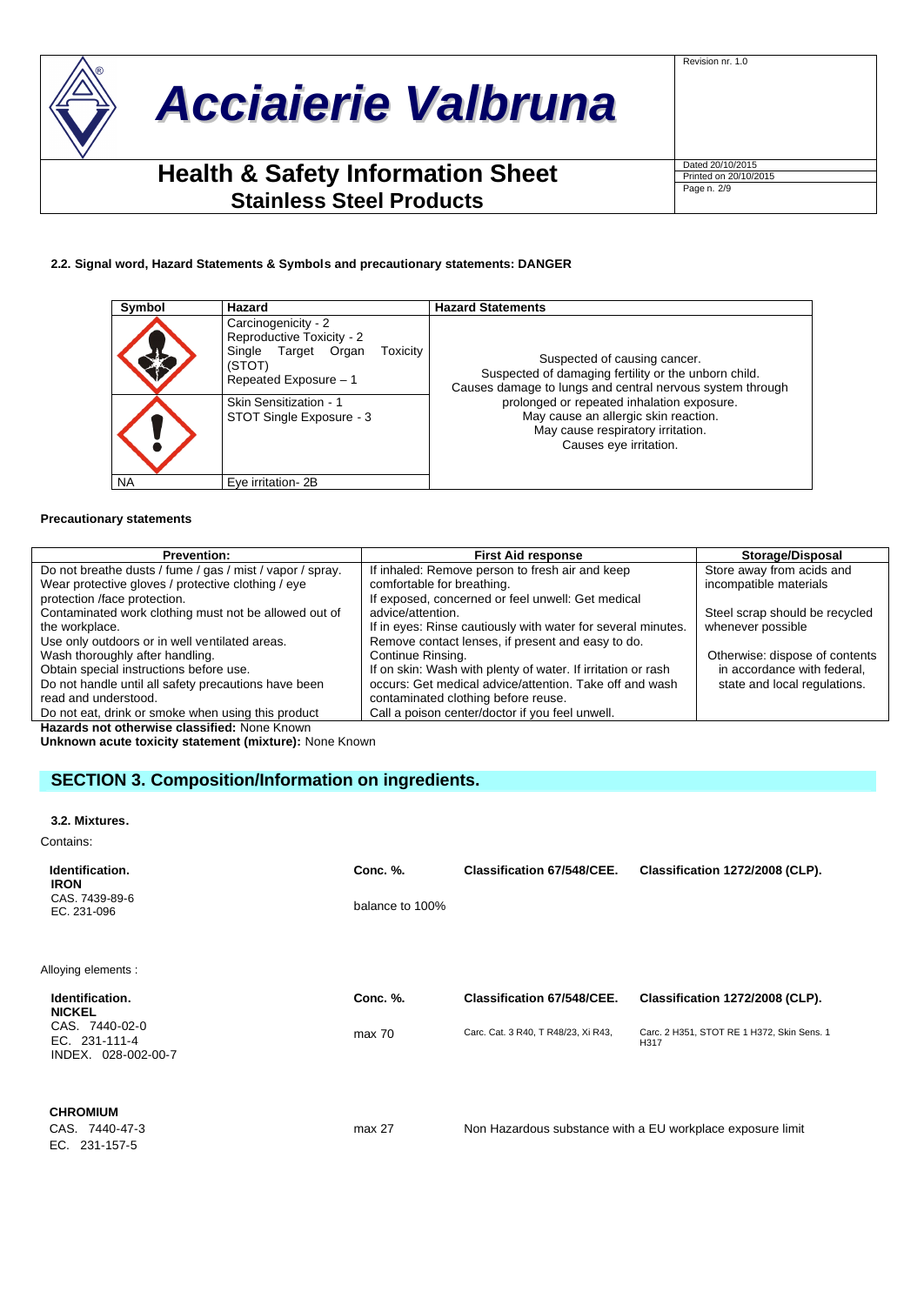#### 2.2. Signal word, Hazard Statements & Symbols and precautionary statements: DANGER

| Symbol | Hazard | Hazard Statements |
|---|---|---|
| | Carcinogenicity - 2<br>Reproductive Toxicity - 2<br>Single Target Organ Toxicity (STOT)<br>Repeated Exposure – 1 | Suspected of causing cancer.<br>Suspected of damaging fertility or the unborn child.<br>Causes damage to lungs and central nervous system through prolonged or repeated inhalation exposure.<br>May cause an allergic skin reaction.<br>May cause respiratory irritation.<br>Causes eye irritation. |
| | Skin Sensitization - 1<br>STOT Single Exposure - 3 | |
| NA | Eye irritation- 2B | |

**Precautionary statements**

| Prevention: | First Aid response | Storage/Disposal |
|---|---|---|
| Do not breathe dusts / fume / gas / mist / vapor / spray.<br>Wear protective gloves / protective clothing / eye protection /face protection.<br>Contaminated work clothing must not be allowed out of the workplace.<br>Use only outdoors or in well ventilated areas.<br>Wash thoroughly after handling.<br>Obtain special instructions before use.<br>Do not handle until all safety precautions have been read and understood.<br>Do not eat, drink or smoke when using this product | If inhaled: Remove person to fresh air and keep comfortable for breathing.<br>If exposed, concerned or feel unwell: Get medical advice/attention.<br>If in eyes: Rinse cautiously with water for several minutes. Remove contact lenses, if present and easy to do. Continue Rinsing.<br>If on skin: Wash with plenty of water. If irritation or rash occurs: Get medical advice/attention. Take off and wash contaminated clothing before reuse.<br>Call a poison center/doctor if you feel unwell. | Store away from acids and incompatible materials<br><br>Steel scrap should be recycled whenever possible<br><br>Otherwise: dispose of contents in accordance with federal, state and local regulations. |

**Hazards not otherwise classified:** None Known

**Unknown acute toxicity statement (mixture):** None Known

## SECTION 3. Composition/Information on ingredients.

#### 3.2. Mixtures.

Contains:

| Identification. | Conc. %. | Classification 67/548/CEE. | Classification 1272/2008 (CLP). |
|---|---|---|---|
| **IRON**<br>CAS. 7439-89-6<br>EC. 231-096 | balance to 100% | | |

Alloying elements :

| Identification. | Conc. %. | Classification 67/548/CEE. | Classification 1272/2008 (CLP). |
|---|---|---|---|
| **NICKEL**<br>CAS. 7440-02-0<br>EC. 231-111-4<br>INDEX. 028-002-00-7 | max 70 | Carc. Cat. 3 R40, T R48/23, Xi R43, | Carc. 2 H351, STOT RE 1 H372, Skin Sens. 1 H317 |
| **CHROMIUM**<br>CAS. 7440-47-3<br>EC. 231-157-5 | max 27 | Non Hazardous substance with a EU workplace exposure limit | |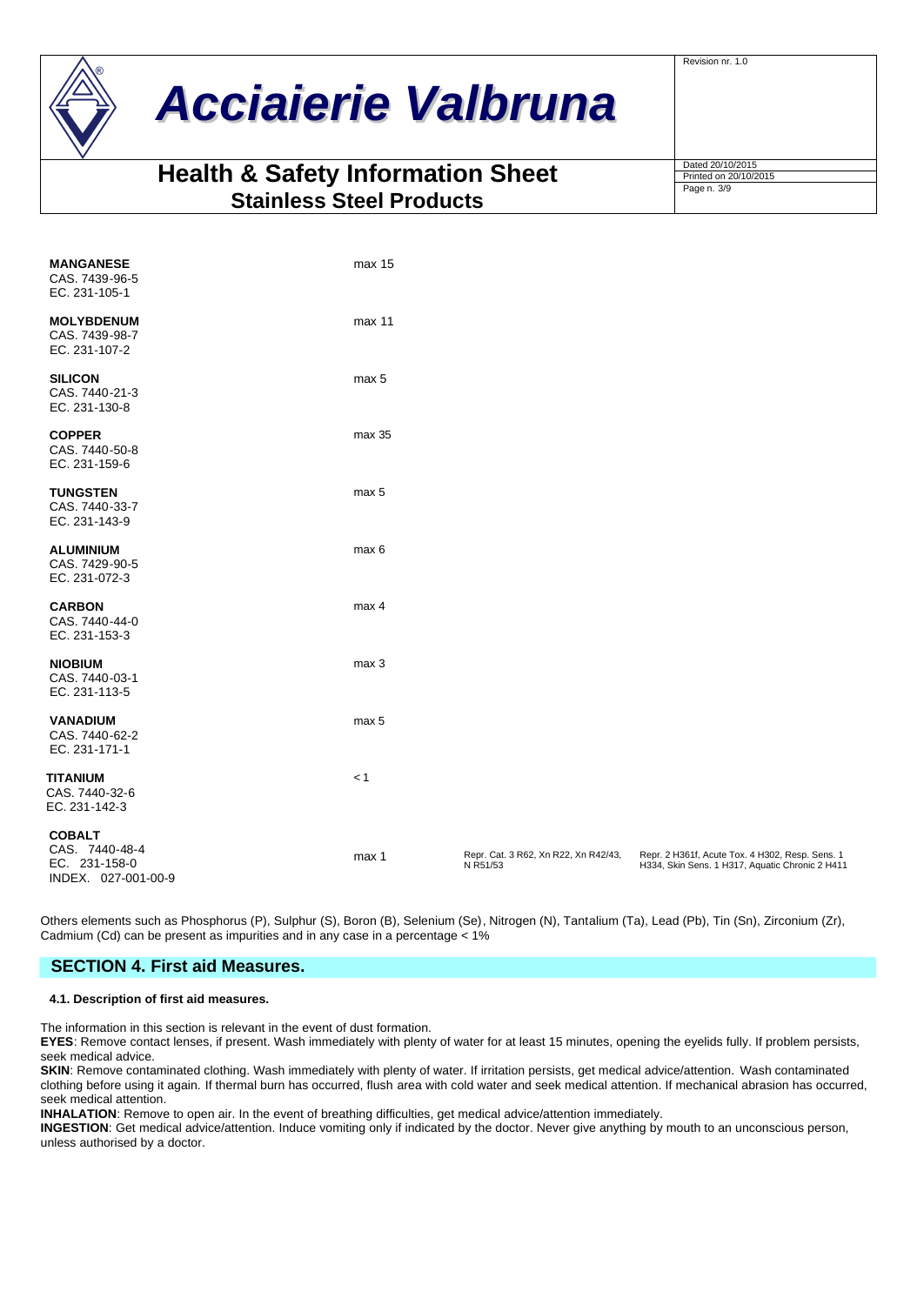| | | | |
|---|---|---|---|
| **MANGANESE**<br>CAS. 7439-96-5<br>EC. 231-105-1 | max 15 | | |
| **MOLYBDENUM**<br>CAS. 7439-98-7<br>EC. 231-107-2 | max 11 | | |
| **SILICON**<br>CAS. 7440-21-3<br>EC. 231-130-8 | max 5 | | |
| **COPPER**<br>CAS. 7440-50-8<br>EC. 231-159-6 | max 35 | | |
| **TUNGSTEN**<br>CAS. 7440-33-7<br>EC. 231-143-9 | max 5 | | |
| **ALUMINIUM**<br>CAS. 7429-90-5<br>EC. 231-072-3 | max 6 | | |
| **CARBON**<br>CAS. 7440-44-0<br>EC. 231-153-3 | max 4 | | |
| **NIOBIUM**<br>CAS. 7440-03-1<br>EC. 231-113-5 | max 3 | | |
| **VANADIUM**<br>CAS. 7440-62-2<br>EC. 231-171-1 | max 5 | | |
| **TITANIUM**<br>CAS. 7440-32-6<br>EC. 231-142-3 | < 1 | | |
| **COBALT**<br>CAS. 7440-48-4<br>EC. 231-158-0<br>INDEX. 027-001-00-9 | max 1 | Repr. Cat. 3 R62, Xn R22, Xn R42/43, N R51/53 | Repr. 2 H361f, Acute Tox. 4 H302, Resp. Sens. 1 H334, Skin Sens. 1 H317, Aquatic Chronic 2 H411 |

Others elements such as Phosphorus (P), Sulphur (S), Boron (B), Selenium (Se), Nitrogen (N), Tantalium (Ta), Lead (Pb), Tin (Sn), Zirconium (Zr), Cadmium (Cd) can be present as impurities and in any case in a percentage < 1%

## SECTION 4. First aid Measures.

### 4.1. Description of first aid measures.

The information in this section is relevant in the event of dust formation.

**EYES**: Remove contact lenses, if present. Wash immediately with plenty of water for at least 15 minutes, opening the eyelids fully. If problem persists, seek medical advice.

**SKIN**: Remove contaminated clothing. Wash immediately with plenty of water. If irritation persists, get medical advice/attention. Wash contaminated clothing before using it again. If thermal burn has occurred, flush area with cold water and seek medical attention. If mechanical abrasion has occurred, seek medical attention.

**INHALATION**: Remove to open air. In the event of breathing difficulties, get medical advice/attention immediately.

**INGESTION**: Get medical advice/attention. Induce vomiting only if indicated by the doctor. Never give anything by mouth to an unconscious person, unless authorised by a doctor.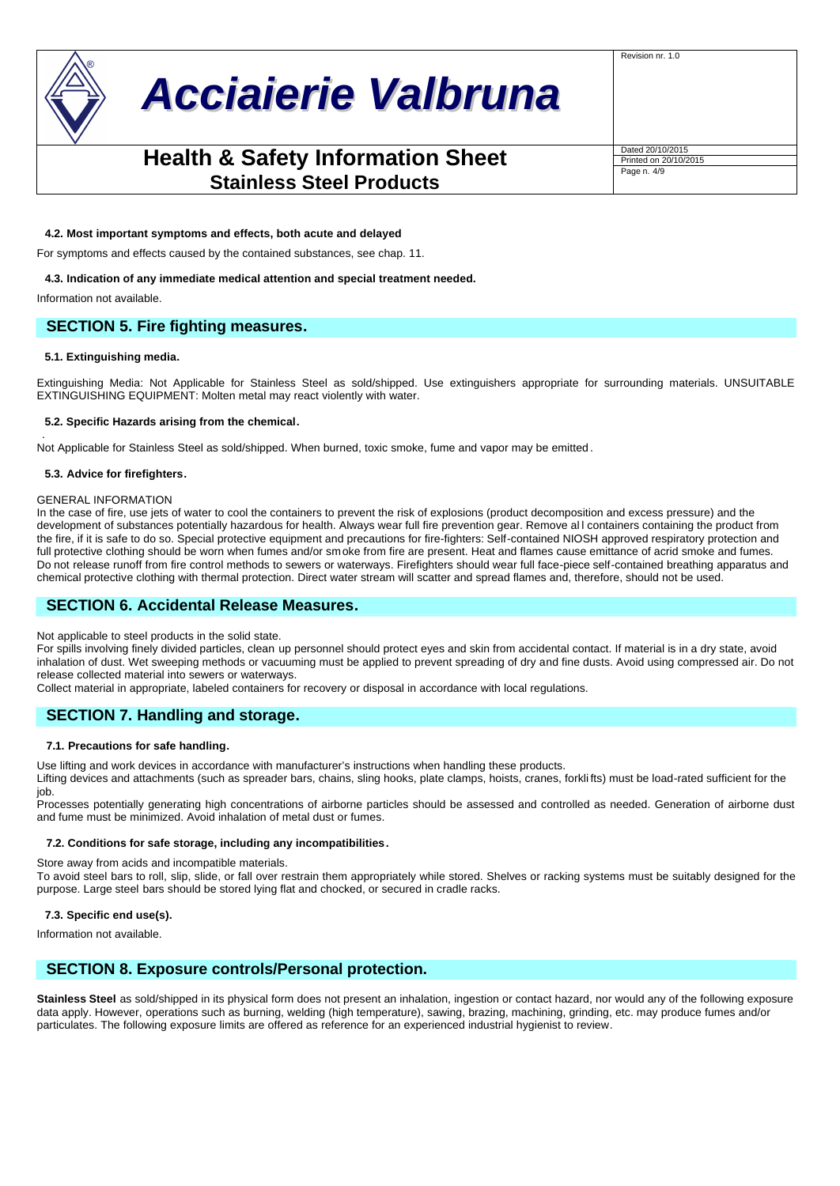#### 4.2. Most important symptoms and effects, both acute and delayed

For symptoms and effects caused by the contained substances, see chap. 11.

#### 4.3. Indication of any immediate medical attention and special treatment needed.

Information not available.

## SECTION 5. Fire fighting measures.

#### 5.1. Extinguishing media.

Extinguishing Media: Not Applicable for Stainless Steel as sold/shipped. Use extinguishers appropriate for surrounding materials. UNSUITABLE EXTINGUISHING EQUIPMENT: Molten metal may react violently with water.

#### 5.2. Specific Hazards arising from the chemical.

Not Applicable for Stainless Steel as sold/shipped. When burned, toxic smoke, fume and vapor may be emitted.

#### 5.3. Advice for firefighters.

GENERAL INFORMATION

In the case of fire, use jets of water to cool the containers to prevent the risk of explosions (product decomposition and excess pressure) and the development of substances potentially hazardous for health. Always wear full fire prevention gear. Remove all containers containing the product from the fire, if it is safe to do so. Special protective equipment and precautions for fire-fighters: Self-contained NIOSH approved respiratory protection and full protective clothing should be worn when fumes and/or smoke from fire are present. Heat and flames cause emittance of acrid smoke and fumes. Do not release runoff from fire control methods to sewers or waterways. Firefighters should wear full face-piece self-contained breathing apparatus and chemical protective clothing with thermal protection. Direct water stream will scatter and spread flames and, therefore, should not be used.

## SECTION 6. Accidental Release Measures.

Not applicable to steel products in the solid state.

For spills involving finely divided particles, clean up personnel should protect eyes and skin from accidental contact. If material is in a dry state, avoid inhalation of dust. Wet sweeping methods or vacuuming must be applied to prevent spreading of dry and fine dusts. Avoid using compressed air. Do not release collected material into sewers or waterways.

Collect material in appropriate, labeled containers for recovery or disposal in accordance with local regulations.

## SECTION 7. Handling and storage.

#### 7.1. Precautions for safe handling.

Use lifting and work devices in accordance with manufacturer's instructions when handling these products.

Lifting devices and attachments (such as spreader bars, chains, sling hooks, plate clamps, hoists, cranes, forklifts) must be load-rated sufficient for the job.

Processes potentially generating high concentrations of airborne particles should be assessed and controlled as needed. Generation of airborne dust and fume must be minimized. Avoid inhalation of metal dust or fumes.

#### 7.2. Conditions for safe storage, including any incompatibilities.

Store away from acids and incompatible materials.

To avoid steel bars to roll, slip, slide, or fall over restrain them appropriately while stored. Shelves or racking systems must be suitably designed for the purpose. Large steel bars should be stored lying flat and chocked, or secured in cradle racks.

#### 7.3. Specific end use(s).

Information not available.

## SECTION 8. Exposure controls/Personal protection.

**Stainless Steel** as sold/shipped in its physical form does not present an inhalation, ingestion or contact hazard, nor would any of the following exposure data apply. However, operations such as burning, welding (high temperature), sawing, brazing, machining, grinding, etc. may produce fumes and/or particulates. The following exposure limits are offered as reference for an experienced industrial hygienist to review.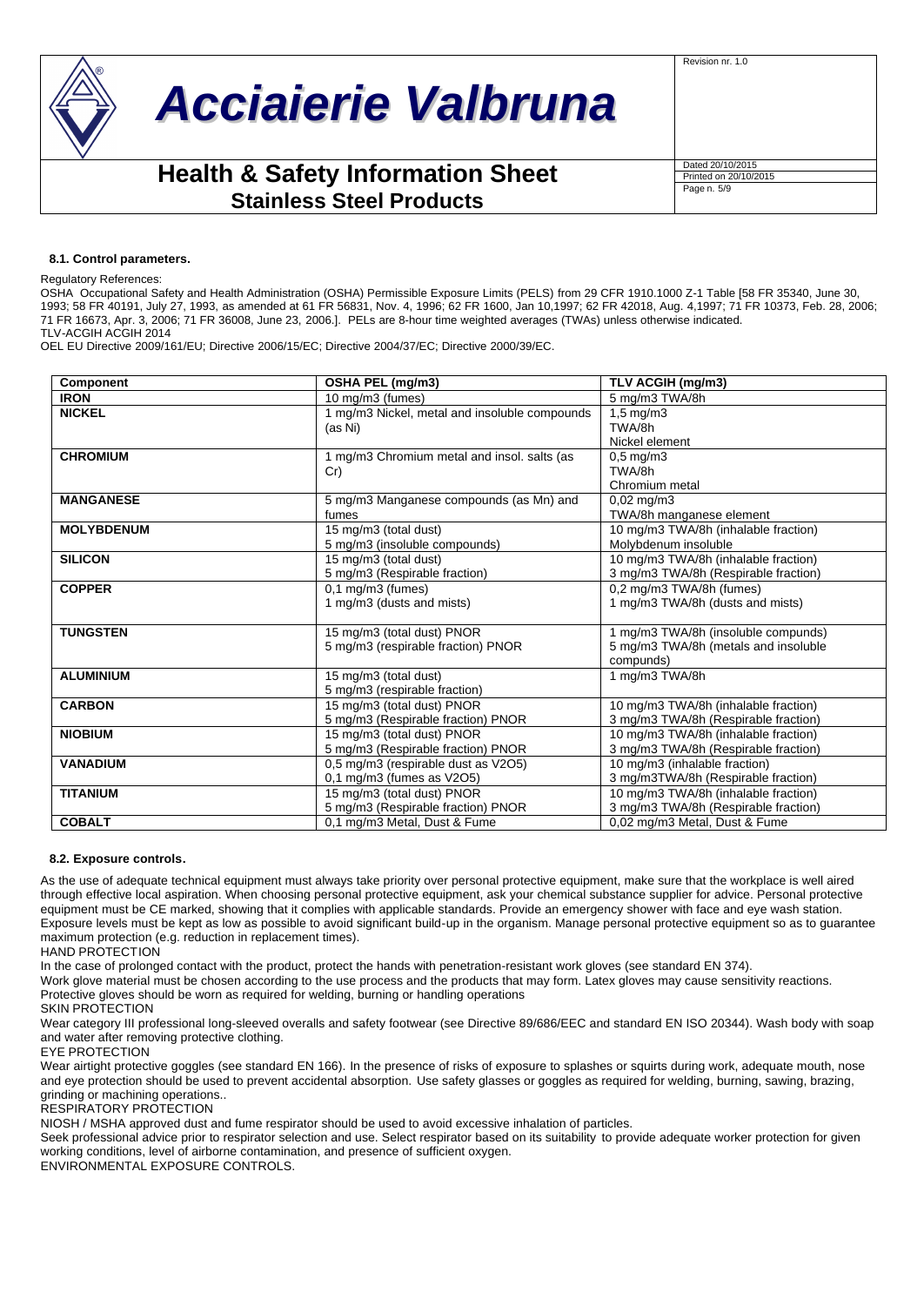### 8.1. Control parameters.

Regulatory References:

OSHA Occupational Safety and Health Administration (OSHA) Permissible Exposure Limits (PELS) from 29 CFR 1910.1000 Z-1 Table [58 FR 35340, June 30, 1993; 58 FR 40191, July 27, 1993, as amended at 61 FR 56831, Nov. 4, 1996; 62 FR 1600, Jan 10,1997; 62 FR 42018, Aug. 4,1997; 71 FR 10373, Feb. 28, 2006; 71 FR 16673, Apr. 3, 2006; 71 FR 36008, June 23, 2006.]. PELs are 8-hour time weighted averages (TWAs) unless otherwise indicated.
TLV-ACGIH ACGIH 2014
OEL EU Directive 2009/161/EU; Directive 2006/15/EC; Directive 2004/37/EC; Directive 2000/39/EC.

| Component | OSHA PEL (mg/m3) | TLV ACGIH (mg/m3) |
|---|---|---|
| **IRON** | 10 mg/m3 (fumes) | 5 mg/m3 TWA/8h |
| **NICKEL** | 1 mg/m3 Nickel, metal and insoluble compounds (as Ni) | 1,5 mg/m3 TWA/8h Nickel element |
| **CHROMIUM** | 1 mg/m3 Chromium metal and insol. salts (as Cr) | 0,5 mg/m3 TWA/8h Chromium metal |
| **MANGANESE** | 5 mg/m3 Manganese compounds (as Mn) and fumes | 0,02 mg/m3 TWA/8h manganese element |
| **MOLYBDENUM** | 15 mg/m3 (total dust)<br>5 mg/m3 (insoluble compounds) | 10 mg/m3 TWA/8h (inhalable fraction)<br>Molybdenum insoluble |
| **SILICON** | 15 mg/m3 (total dust)<br>5 mg/m3 (Respirable fraction) | 10 mg/m3 TWA/8h (inhalable fraction)<br>3 mg/m3 TWA/8h (Respirable fraction) |
| **COPPER** | 0,1 mg/m3 (fumes)<br>1 mg/m3 (dusts and mists) | 0,2 mg/m3 TWA/8h (fumes)<br>1 mg/m3 TWA/8h (dusts and mists) |
| **TUNGSTEN** | 15 mg/m3 (total dust) PNOR<br>5 mg/m3 (respirable fraction) PNOR | 1 mg/m3 TWA/8h (insoluble compunds)<br>5 mg/m3 TWA/8h (metals and insoluble compunds) |
| **ALUMINIUM** | 15 mg/m3 (total dust)<br>5 mg/m3 (respirable fraction) | 1 mg/m3 TWA/8h |
| **CARBON** | 15 mg/m3 (total dust) PNOR<br>5 mg/m3 (Respirable fraction) PNOR | 10 mg/m3 TWA/8h (inhalable fraction)<br>3 mg/m3 TWA/8h (Respirable fraction) |
| **NIOBIUM** | 15 mg/m3 (total dust) PNOR<br>5 mg/m3 (Respirable fraction) PNOR | 10 mg/m3 TWA/8h (inhalable fraction)<br>3 mg/m3 TWA/8h (Respirable fraction) |
| **VANADIUM** | 0,5 mg/m3 (respirable dust as V2O5)<br>0,1 mg/m3 (fumes as V2O5) | 10 mg/m3 (inhalable fraction)<br>3 mg/m3TWA/8h (Respirable fraction) |
| **TITANIUM** | 15 mg/m3 (total dust) PNOR<br>5 mg/m3 (Respirable fraction) PNOR | 10 mg/m3 TWA/8h (inhalable fraction)<br>3 mg/m3 TWA/8h (Respirable fraction) |
| **COBALT** | 0,1 mg/m3 Metal, Dust & Fume | 0,02 mg/m3 Metal, Dust & Fume |

### 8.2. Exposure controls.

As the use of adequate technical equipment must always take priority over personal protective equipment, make sure that the workplace is well aired through effective local aspiration. When choosing personal protective equipment, ask your chemical substance supplier for advice. Personal protective equipment must be CE marked, showing that it complies with applicable standards. Provide an emergency shower with face and eye wash station. Exposure levels must be kept as low as possible to avoid significant build-up in the organism. Manage personal protective equipment so as to guarantee maximum protection (e.g. reduction in replacement times).

HAND PROTECTION

In the case of prolonged contact with the product, protect the hands with penetration-resistant work gloves (see standard EN 374).
Work glove material must be chosen according to the use process and the products that may form. Latex gloves may cause sensitivity reactions.
Protective gloves should be worn as required for welding, burning or handling operations

SKIN PROTECTION

Wear category III professional long-sleeved overalls and safety footwear (see Directive 89/686/EEC and standard EN ISO 20344). Wash body with soap and water after removing protective clothing.

EYE PROTECTION

Wear airtight protective goggles (see standard EN 166). In the presence of risks of exposure to splashes or squirts during work, adequate mouth, nose and eye protection should be used to prevent accidental absorption. Use safety glasses or goggles as required for welding, burning, sawing, brazing, grinding or machining operations..

RESPIRATORY PROTECTION

NIOSH / MSHA approved dust and fume respirator should be used to avoid excessive inhalation of particles.
Seek professional advice prior to respirator selection and use. Select respirator based on its suitability to provide adequate worker protection for given working conditions, level of airborne contamination, and presence of sufficient oxygen.

ENVIRONMENTAL EXPOSURE CONTROLS.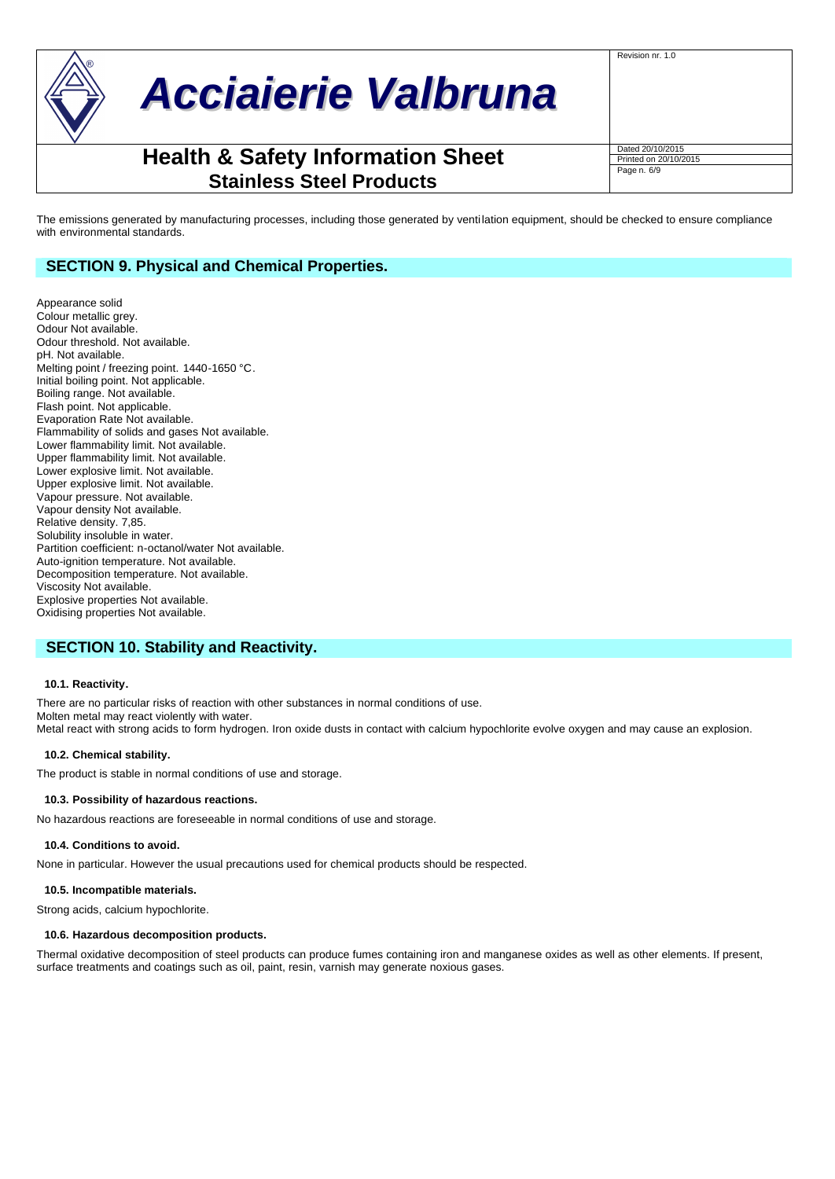The emissions generated by manufacturing processes, including those generated by ventilation equipment, should be checked to ensure compliance with environmental standards.

## SECTION 9. Physical and Chemical Properties.

Appearance solid
Colour metallic grey.
Odour Not available.
Odour threshold. Not available.
pH. Not available.
Melting point / freezing point. 1440-1650 °C.
Initial boiling point. Not applicable.
Boiling range. Not available.
Flash point. Not applicable.
Evaporation Rate Not available.
Flammability of solids and gases Not available.
Lower flammability limit. Not available.
Upper flammability limit. Not available.
Lower explosive limit. Not available.
Upper explosive limit. Not available.
Vapour pressure. Not available.
Vapour density Not available.
Relative density. 7,85.
Solubility insoluble in water.
Partition coefficient: n-octanol/water Not available.
Auto-ignition temperature. Not available.
Decomposition temperature. Not available.
Viscosity Not available.
Explosive properties Not available.
Oxidising properties Not available.

## SECTION 10. Stability and Reactivity.

### 10.1. Reactivity.

There are no particular risks of reaction with other substances in normal conditions of use.
Molten metal may react violently with water.
Metal react with strong acids to form hydrogen. Iron oxide dusts in contact with calcium hypochlorite evolve oxygen and may cause an explosion.

### 10.2. Chemical stability.

The product is stable in normal conditions of use and storage.

### 10.3. Possibility of hazardous reactions.

No hazardous reactions are foreseeable in normal conditions of use and storage.

### 10.4. Conditions to avoid.

None in particular. However the usual precautions used for chemical products should be respected.

### 10.5. Incompatible materials.

Strong acids, calcium hypochlorite.

### 10.6. Hazardous decomposition products.

Thermal oxidative decomposition of steel products can produce fumes containing iron and manganese oxides as well as other elements. If present, surface treatments and coatings such as oil, paint, resin, varnish may generate noxious gases.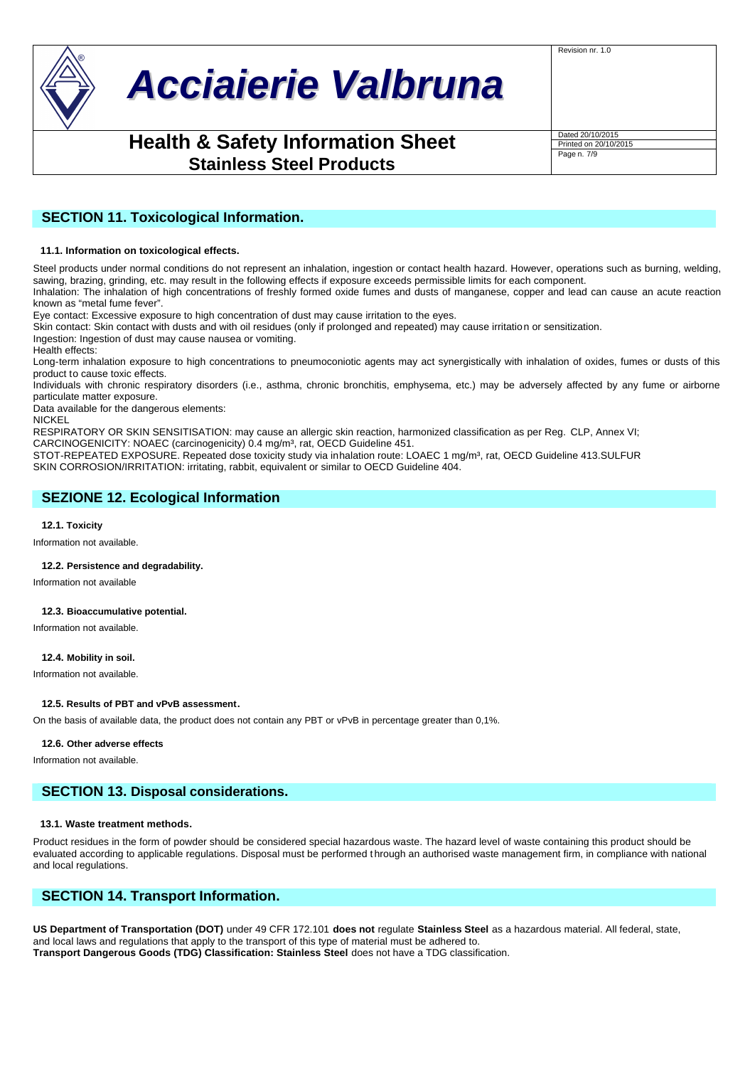## SECTION 11. Toxicological Information.

### 11.1. Information on toxicological effects.

Steel products under normal conditions do not represent an inhalation, ingestion or contact health hazard. However, operations such as burning, welding, sawing, brazing, grinding, etc. may result in the following effects if exposure exceeds permissible limits for each component.

Inhalation: The inhalation of high concentrations of freshly formed oxide fumes and dusts of manganese, copper and lead can cause an acute reaction known as "metal fume fever".

Eye contact: Excessive exposure to high concentration of dust may cause irritation to the eyes.

Skin contact: Skin contact with dusts and with oil residues (only if prolonged and repeated) may cause irritation or sensitization.

Ingestion: Ingestion of dust may cause nausea or vomiting.

Health effects:

Long-term inhalation exposure to high concentrations to pneumoconiotic agents may act synergistically with inhalation of oxides, fumes or dusts of this product to cause toxic effects.

Individuals with chronic respiratory disorders (i.e., asthma, chronic bronchitis, emphysema, etc.) may be adversely affected by any fume or airborne particulate matter exposure.

Data available for the dangerous elements:

NICKEL

RESPIRATORY OR SKIN SENSITISATION: may cause an allergic skin reaction, harmonized classification as per Reg. CLP, Annex VI;

CARCINOGENICITY: NOAEC (carcinogenicity) 0.4 mg/m³, rat, OECD Guideline 451.

STOT-REPEATED EXPOSURE. Repeated dose toxicity study via inhalation route: LOAEC 1 mg/m³, rat, OECD Guideline 413.SULFUR

SKIN CORROSION/IRRITATION: irritating, rabbit, equivalent or similar to OECD Guideline 404.

## SEZIONE 12. Ecological Information

### 12.1. Toxicity

Information not available.

### 12.2. Persistence and degradability.

Information not available

### 12.3. Bioaccumulative potential.

Information not available.

### 12.4. Mobility in soil.

Information not available.

### 12.5. Results of PBT and vPvB assessment.

On the basis of available data, the product does not contain any PBT or vPvB in percentage greater than 0,1%.

### 12.6. Other adverse effects

Information not available.

## SECTION 13. Disposal considerations.

### 13.1. Waste treatment methods.

Product residues in the form of powder should be considered special hazardous waste. The hazard level of waste containing this product should be evaluated according to applicable regulations. Disposal must be performed through an authorised waste management firm, in compliance with national and local regulations.

## SECTION 14. Transport Information.

**US Department of Transportation (DOT)** under 49 CFR 172.101 **does not** regulate **Stainless Steel** as a hazardous material. All federal, state, and local laws and regulations that apply to the transport of this type of material must be adhered to.

**Transport Dangerous Goods (TDG) Classification: Stainless Steel** does not have a TDG classification.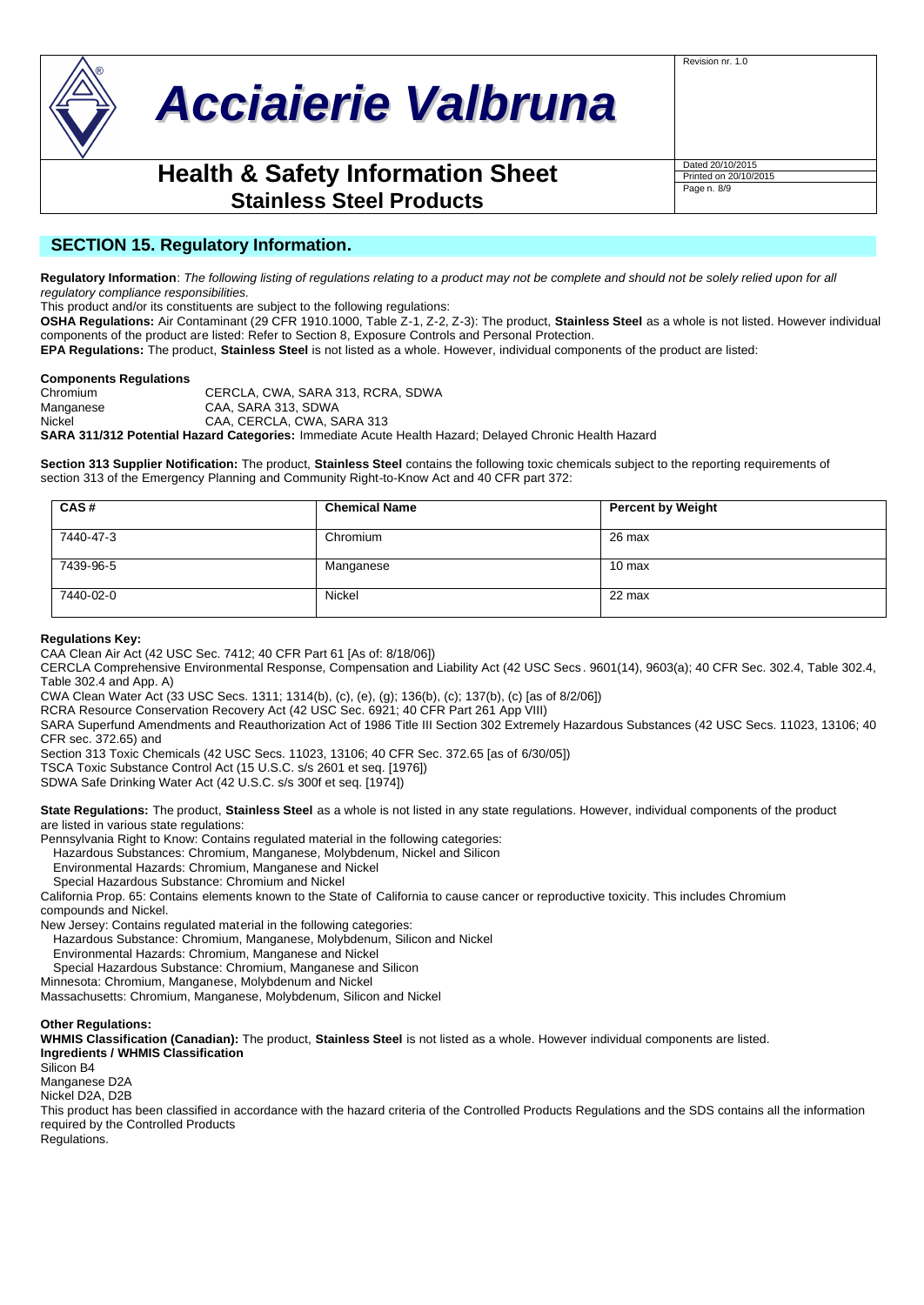## SECTION 15. Regulatory Information.

**Regulatory Information**: *The following listing of regulations relating to a product may not be complete and should not be solely relied upon for all regulatory compliance responsibilities.*

This product and/or its constituents are subject to the following regulations:

**OSHA Regulations:** Air Contaminant (29 CFR 1910.1000, Table Z-1, Z-2, Z-3): The product, **Stainless Steel** as a whole is not listed. However individual components of the product are listed: Refer to Section 8, Exposure Controls and Personal Protection.

**EPA Regulations:** The product, **Stainless Steel** is not listed as a whole. However, individual components of the product are listed:

**Components Regulations**

Chromium CERCLA, CWA, SARA 313, RCRA, SDWA
Manganese CAA, SARA 313, SDWA
Nickel CAA, CERCLA, CWA, SARA 313

**SARA 311/312 Potential Hazard Categories:** Immediate Acute Health Hazard; Delayed Chronic Health Hazard

**Section 313 Supplier Notification:** The product, **Stainless Steel** contains the following toxic chemicals subject to the reporting requirements of section 313 of the Emergency Planning and Community Right-to-Know Act and 40 CFR part 372:

| CAS # | Chemical Name | Percent by Weight |
|---|---|---|
| 7440-47-3 | Chromium | 26 max |
| 7439-96-5 | Manganese | 10 max |
| 7440-02-0 | Nickel | 22 max |

**Regulations Key:**

CAA Clean Air Act (42 USC Sec. 7412; 40 CFR Part 61 [As of: 8/18/06])

CERCLA Comprehensive Environmental Response, Compensation and Liability Act (42 USC Secs. 9601(14), 9603(a); 40 CFR Sec. 302.4, Table 302.4, Table 302.4 and App. A)

CWA Clean Water Act (33 USC Secs. 1311; 1314(b), (c), (e), (g); 136(b), (c); 137(b), (c) [as of 8/2/06])

RCRA Resource Conservation Recovery Act (42 USC Sec. 6921; 40 CFR Part 261 App VIII)

SARA Superfund Amendments and Reauthorization Act of 1986 Title III Section 302 Extremely Hazardous Substances (42 USC Secs. 11023, 13106; 40 CFR sec. 372.65) and

Section 313 Toxic Chemicals (42 USC Secs. 11023, 13106; 40 CFR Sec. 372.65 [as of 6/30/05])

TSCA Toxic Substance Control Act (15 U.S.C. s/s 2601 et seq. [1976])

SDWA Safe Drinking Water Act (42 U.S.C. s/s 300f et seq. [1974])

**State Regulations:** The product, **Stainless Steel** as a whole is not listed in any state regulations. However, individual components of the product are listed in various state regulations:

Pennsylvania Right to Know: Contains regulated material in the following categories:
- Hazardous Substances: Chromium, Manganese, Molybdenum, Nickel and Silicon
- Environmental Hazards: Chromium, Manganese and Nickel
- Special Hazardous Substance: Chromium and Nickel

California Prop. 65: Contains elements known to the State of California to cause cancer or reproductive toxicity. This includes Chromium compounds and Nickel.

New Jersey: Contains regulated material in the following categories:
- Hazardous Substance: Chromium, Manganese, Molybdenum, Silicon and Nickel
- Environmental Hazards: Chromium, Manganese and Nickel
- Special Hazardous Substance: Chromium, Manganese and Silicon

Minnesota: Chromium, Manganese, Molybdenum and Nickel

Massachusetts: Chromium, Manganese, Molybdenum, Silicon and Nickel

**Other Regulations:**

**WHMIS Classification (Canadian):** The product, **Stainless Steel** is not listed as a whole. However individual components are listed.

**Ingredients / WHMIS Classification**

Silicon B4
Manganese D2A
Nickel D2A, D2B

This product has been classified in accordance with the hazard criteria of the Controlled Products Regulations and the SDS contains all the information required by the Controlled Products Regulations.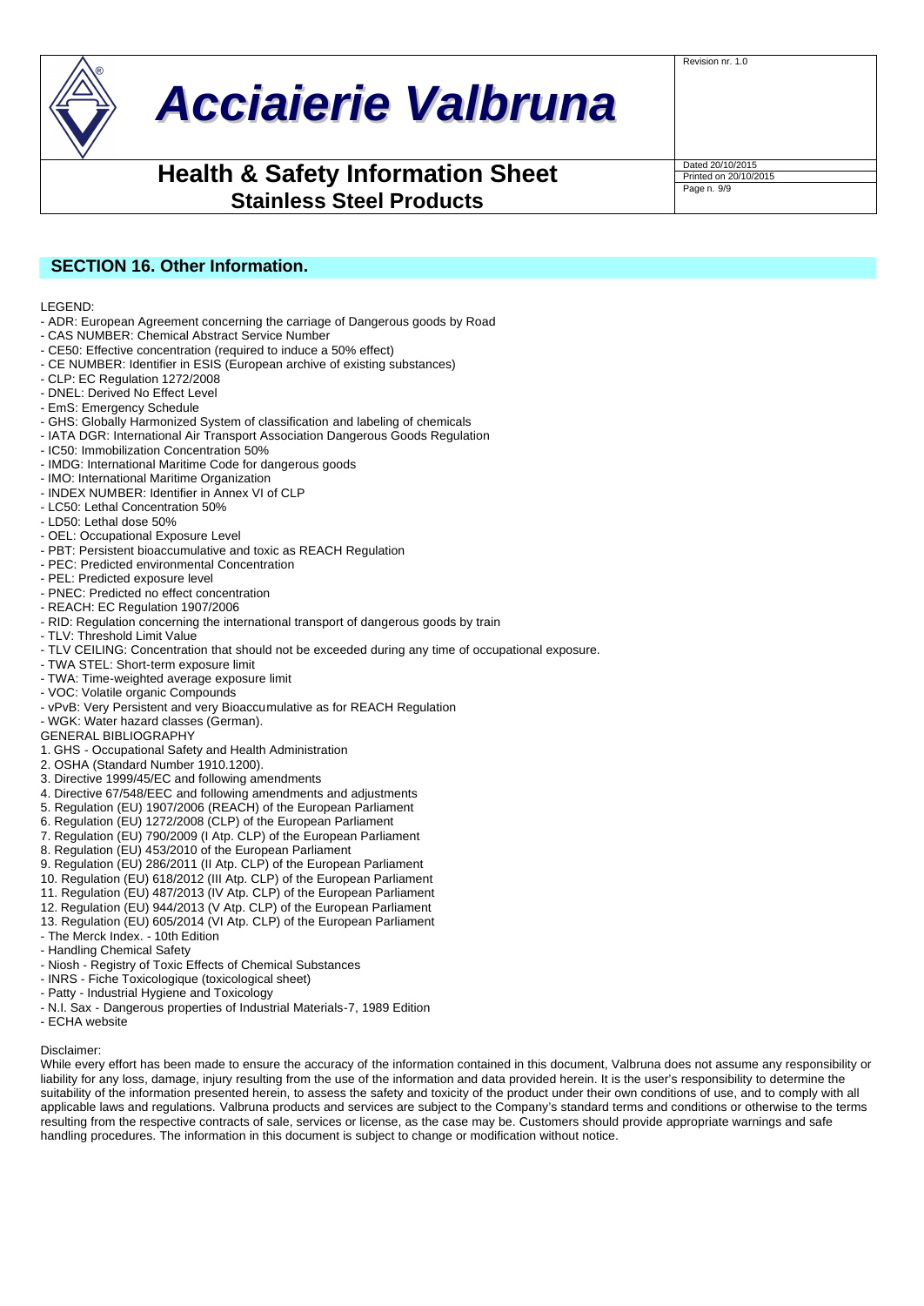## SECTION 16. Other Information.

LEGEND:

- ADR: European Agreement concerning the carriage of Dangerous goods by Road
- CAS NUMBER: Chemical Abstract Service Number
- CE50: Effective concentration (required to induce a 50% effect)
- CE NUMBER: Identifier in ESIS (European archive of existing substances)
- CLP: EC Regulation 1272/2008
- DNEL: Derived No Effect Level
- EmS: Emergency Schedule
- GHS: Globally Harmonized System of classification and labeling of chemicals
- IATA DGR: International Air Transport Association Dangerous Goods Regulation
- IC50: Immobilization Concentration 50%
- IMDG: International Maritime Code for dangerous goods
- IMO: International Maritime Organization
- INDEX NUMBER: Identifier in Annex VI of CLP
- LC50: Lethal Concentration 50%
- LD50: Lethal dose 50%
- OEL: Occupational Exposure Level
- PBT: Persistent bioaccumulative and toxic as REACH Regulation
- PEC: Predicted environmental Concentration
- PEL: Predicted exposure level
- PNEC: Predicted no effect concentration
- REACH: EC Regulation 1907/2006
- RID: Regulation concerning the international transport of dangerous goods by train
- TLV: Threshold Limit Value
- TLV CEILING: Concentration that should not be exceeded during any time of occupational exposure.
- TWA STEL: Short-term exposure limit
- TWA: Time-weighted average exposure limit
- VOC: Volatile organic Compounds
- vPvB: Very Persistent and very Bioaccumulative as for REACH Regulation
- WGK: Water hazard classes (German).

GENERAL BIBLIOGRAPHY

1. GHS - Occupational Safety and Health Administration
2. OSHA (Standard Number 1910.1200).
3. Directive 1999/45/EC and following amendments
4. Directive 67/548/EEC and following amendments and adjustments
5. Regulation (EU) 1907/2006 (REACH) of the European Parliament
6. Regulation (EU) 1272/2008 (CLP) of the European Parliament
7. Regulation (EU) 790/2009 (I Atp. CLP) of the European Parliament
8. Regulation (EU) 453/2010 of the European Parliament
9. Regulation (EU) 286/2011 (II Atp. CLP) of the European Parliament
10. Regulation (EU) 618/2012 (III Atp. CLP) of the European Parliament
11. Regulation (EU) 487/2013 (IV Atp. CLP) of the European Parliament
12. Regulation (EU) 944/2013 (V Atp. CLP) of the European Parliament
13. Regulation (EU) 605/2014 (VI Atp. CLP) of the European Parliament

- The Merck Index. - 10th Edition
- Handling Chemical Safety
- Niosh - Registry of Toxic Effects of Chemical Substances
- INRS - Fiche Toxicologique (toxicological sheet)
- Patty - Industrial Hygiene and Toxicology
- N.I. Sax - Dangerous properties of Industrial Materials-7, 1989 Edition
- ECHA website

Disclaimer:

While every effort has been made to ensure the accuracy of the information contained in this document, Valbruna does not assume any responsibility or liability for any loss, damage, injury resulting from the use of the information and data provided herein. It is the user's responsibility to determine the suitability of the information presented herein, to assess the safety and toxicity of the product under their own conditions of use, and to comply with all applicable laws and regulations. Valbruna products and services are subject to the Company's standard terms and conditions or otherwise to the terms resulting from the respective contracts of sale, services or license, as the case may be. Customers should provide appropriate warnings and safe handling procedures. The information in this document is subject to change or modification without notice.